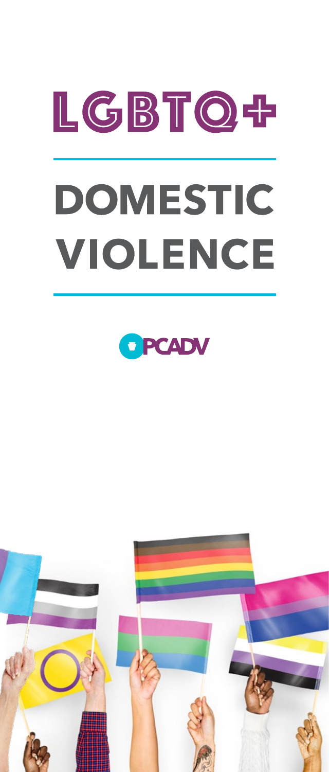# LGBTQ+

# DOMESTIC VIOLENCE

PCADV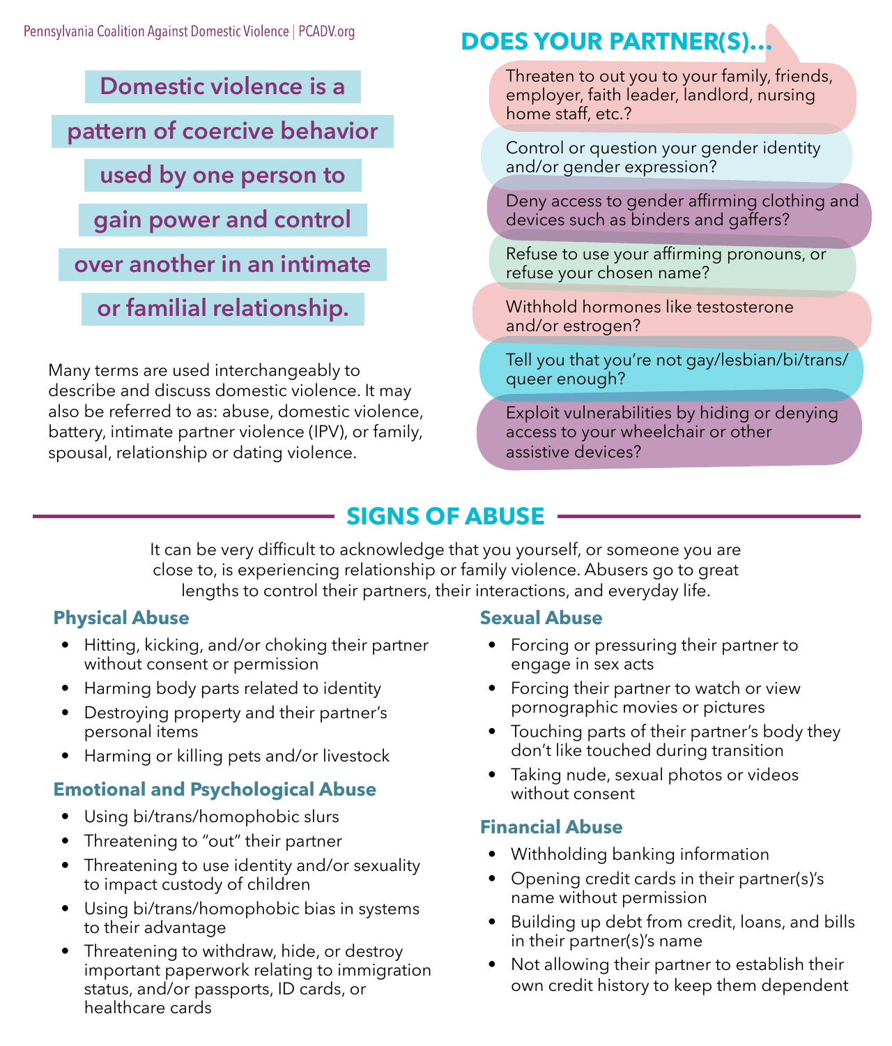Pennsylvania Coalition Against Domestic Violence | PCADV.org

**Domestic violence is a pattern of coercive behavior used by one person to gain power and control over another in an intimate or familial relationship.**

Many terms are used interchangeably to describe and discuss domestic violence. It may also be referred to as: abuse, domestic violence, battery, intimate partner violence (IPV), or family, spousal, relationship or dating violence.

## DOES YOUR PARTNER(S)...

- Threaten to out you to your family, friends, employer, faith leader, landlord, nursing home staff, etc.?
- Control or question your gender identity and/or gender expression?
- Deny access to gender affirming clothing and devices such as binders and gaffers?
- Refuse to use your affirming pronouns, or refuse your chosen name?
- Withhold hormones like testosterone and/or estrogen?
- Tell you that you're not gay/lesbian/bi/trans/queer enough?
- Exploit vulnerabilities by hiding or denying access to your wheelchair or other assistive devices?

## SIGNS OF ABUSE

It can be very difficult to acknowledge that you yourself, or someone you are close to, is experiencing relationship or family violence. Abusers go to great lengths to control their partners, their interactions, and everyday life.

### Physical Abuse

- Hitting, kicking, and/or choking their partner without consent or permission
- Harming body parts related to identity
- Destroying property and their partner's personal items
- Harming or killing pets and/or livestock

### Emotional and Psychological Abuse

- Using bi/trans/homophobic slurs
- Threatening to "out" their partner
- Threatening to use identity and/or sexuality to impact custody of children
- Using bi/trans/homophobic bias in systems to their advantage
- Threatening to withdraw, hide, or destroy important paperwork relating to immigration status, and/or passports, ID cards, or healthcare cards

### Sexual Abuse

- Forcing or pressuring their partner to engage in sex acts
- Forcing their partner to watch or view pornographic movies or pictures
- Touching parts of their partner's body they don't like touched during transition
- Taking nude, sexual photos or videos without consent

### Financial Abuse

- Withholding banking information
- Opening credit cards in their partner(s)'s name without permission
- Building up debt from credit, loans, and bills in their partner(s)'s name
- Not allowing their partner to establish their own credit history to keep them dependent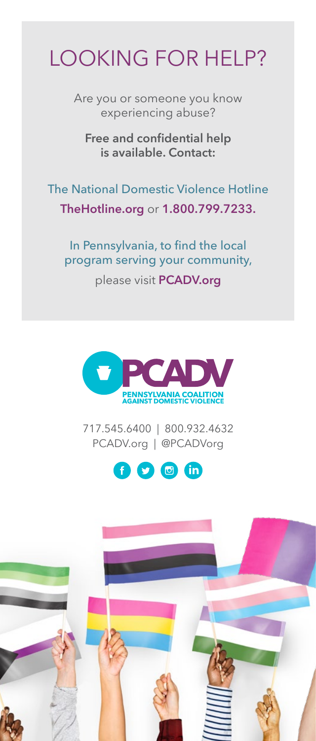# LOOKING FOR HELP?

Are you or someone you know experiencing abuse?

**Free and confidential help is available. Contact:**

The National Domestic Violence Hotline
**TheHotline.org** or **1.800.799.7233.**

In Pennsylvania, to find the local program serving your community,
please visit **PCADV.org**

PCADV
PENNSYLVANIA COALITION AGAINST DOMESTIC VIOLENCE

717.545.6400 | 800.932.4632
PCADV.org | @PCADVorg